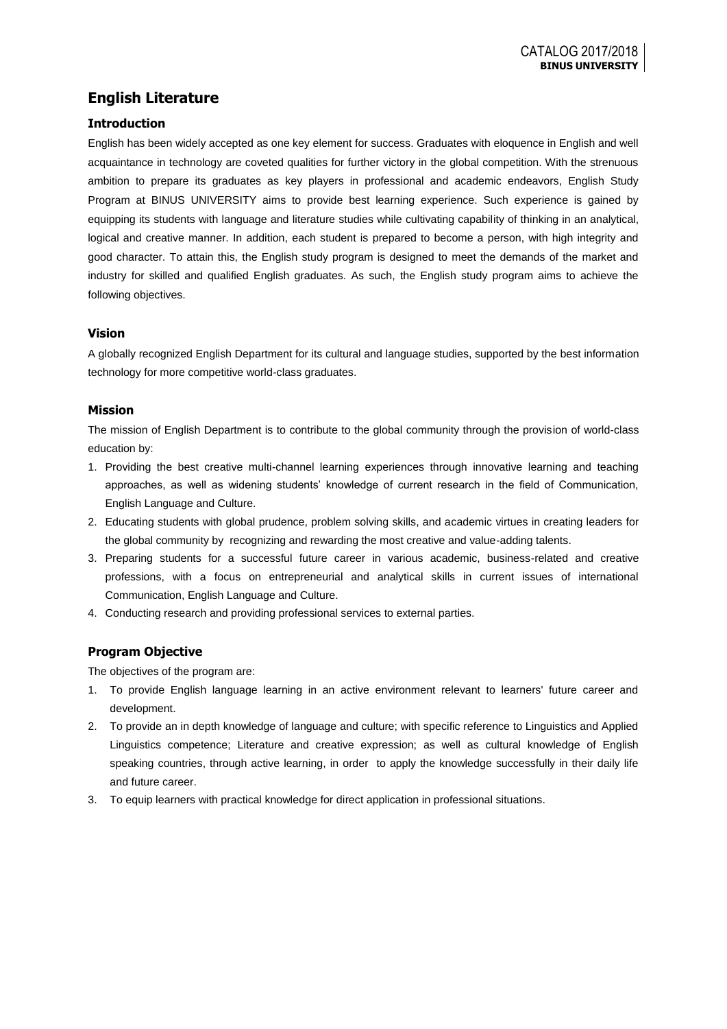# English Literature

## Introduction

English has been widely accepted as one key element for success. Graduates with eloquence in English and well acquaintance in technology are coveted qualities for further victory in the global competition. With the strenuous ambition to prepare its graduates as key players in professional and academic endeavors, English Study Program at BINUS UNIVERSITY aims to provide best learning experience. Such experience is gained by equipping its students with language and literature studies while cultivating capability of thinking in an analytical, logical and creative manner. In addition, each student is prepared to become a person, with high integrity and good character. To attain this, the English study program is designed to meet the demands of the market and industry for skilled and qualified English graduates. As such, the English study program aims to achieve the following objectives.

## Vision

A globally recognized English Department for its cultural and language studies, supported by the best information technology for more competitive world-class graduates.

## Mission

The mission of English Department is to contribute to the global community through the provision of world-class education by:

1. Providing the best creative multi-channel learning experiences through innovative learning and teaching approaches, as well as widening students' knowledge of current research in the field of Communication, English Language and Culture.
2. Educating students with global prudence, problem solving skills, and academic virtues in creating leaders for the global community by recognizing and rewarding the most creative and value-adding talents.
3. Preparing students for a successful future career in various academic, business-related and creative professions, with a focus on entrepreneurial and analytical skills in current issues of international Communication, English Language and Culture.
4. Conducting research and providing professional services to external parties.

## Program Objective

The objectives of the program are:

1. To provide English language learning in an active environment relevant to learners' future career and development.
2. To provide an in depth knowledge of language and culture; with specific reference to Linguistics and Applied Linguistics competence; Literature and creative expression; as well as cultural knowledge of English speaking countries, through active learning, in order to apply the knowledge successfully in their daily life and future career.
3. To equip learners with practical knowledge for direct application in professional situations.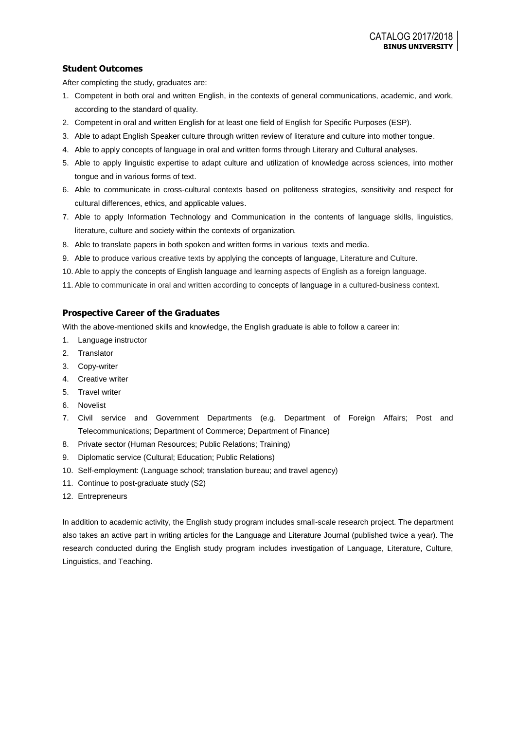### Student Outcomes

After completing the study, graduates are:

1. Competent in both oral and written English, in the contexts of general communications, academic, and work, according to the standard of quality.
2. Competent in oral and written English for at least one field of English for Specific Purposes (ESP).
3. Able to adapt English Speaker culture through written review of literature and culture into mother tongue.
4. Able to apply concepts of language in oral and written forms through Literary and Cultural analyses.
5. Able to apply linguistic expertise to adapt culture and utilization of knowledge across sciences, into mother tongue and in various forms of text.
6. Able to communicate in cross-cultural contexts based on politeness strategies, sensitivity and respect for cultural differences, ethics, and applicable values.
7. Able to apply Information Technology and Communication in the contents of language skills, linguistics, literature, culture and society within the contexts of organization.
8. Able to translate papers in both spoken and written forms in various texts and media.
9. Able to produce various creative texts by applying the concepts of language, Literature and Culture.
10. Able to apply the concepts of English language and learning aspects of English as a foreign language.
11. Able to communicate in oral and written according to concepts of language in a cultured-business context.

### Prospective Career of the Graduates

With the above-mentioned skills and knowledge, the English graduate is able to follow a career in:

1. Language instructor
2. Translator
3. Copy-writer
4. Creative writer
5. Travel writer
6. Novelist
7. Civil service and Government Departments (e.g. Department of Foreign Affairs; Post and Telecommunications; Department of Commerce; Department of Finance)
8. Private sector (Human Resources; Public Relations; Training)
9. Diplomatic service (Cultural; Education; Public Relations)
10. Self-employment: (Language school; translation bureau; and travel agency)
11. Continue to post-graduate study (S2)
12. Entrepreneurs

In addition to academic activity, the English study program includes small-scale research project. The department also takes an active part in writing articles for the Language and Literature Journal (published twice a year). The research conducted during the English study program includes investigation of Language, Literature, Culture, Linguistics, and Teaching.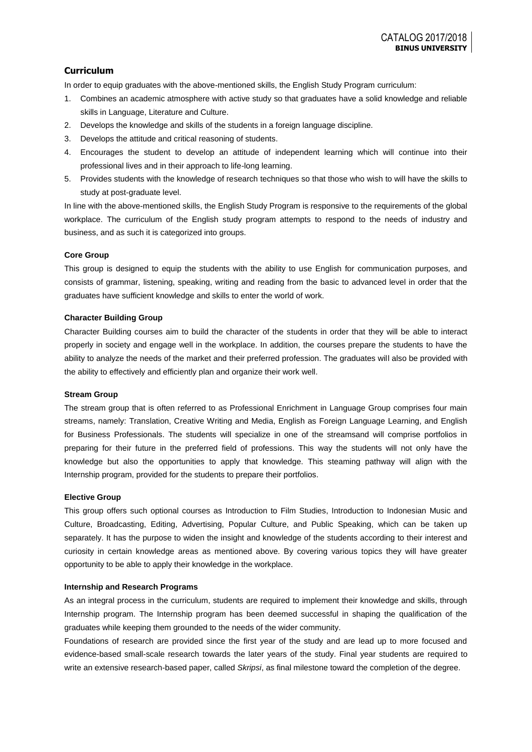## Curriculum

In order to equip graduates with the above-mentioned skills, the English Study Program curriculum:

1. Combines an academic atmosphere with active study so that graduates have a solid knowledge and reliable skills in Language, Literature and Culture.
2. Develops the knowledge and skills of the students in a foreign language discipline.
3. Develops the attitude and critical reasoning of students.
4. Encourages the student to develop an attitude of independent learning which will continue into their professional lives and in their approach to life-long learning.
5. Provides students with the knowledge of research techniques so that those who wish to will have the skills to study at post-graduate level.

In line with the above-mentioned skills, the English Study Program is responsive to the requirements of the global workplace. The curriculum of the English study program attempts to respond to the needs of industry and business, and as such it is categorized into groups.

### Core Group

This group is designed to equip the students with the ability to use English for communication purposes, and consists of grammar, listening, speaking, writing and reading from the basic to advanced level in order that the graduates have sufficient knowledge and skills to enter the world of work.

### Character Building Group

Character Building courses aim to build the character of the students in order that they will be able to interact properly in society and engage well in the workplace. In addition, the courses prepare the students to have the ability to analyze the needs of the market and their preferred profession. The graduates will also be provided with the ability to effectively and efficiently plan and organize their work well.

### Stream Group

The stream group that is often referred to as Professional Enrichment in Language Group comprises four main streams, namely: Translation, Creative Writing and Media, English as Foreign Language Learning, and English for Business Professionals. The students will specialize in one of the streamsand will comprise portfolios in preparing for their future in the preferred field of professions. This way the students will not only have the knowledge but also the opportunities to apply that knowledge. This steaming pathway will align with the Internship program, provided for the students to prepare their portfolios.

### Elective Group

This group offers such optional courses as Introduction to Film Studies, Introduction to Indonesian Music and Culture, Broadcasting, Editing, Advertising, Popular Culture, and Public Speaking, which can be taken up separately. It has the purpose to widen the insight and knowledge of the students according to their interest and curiosity in certain knowledge areas as mentioned above. By covering various topics they will have greater opportunity to be able to apply their knowledge in the workplace.

### Internship and Research Programs

As an integral process in the curriculum, students are required to implement their knowledge and skills, through Internship program. The Internship program has been deemed successful in shaping the qualification of the graduates while keeping them grounded to the needs of the wider community.

Foundations of research are provided since the first year of the study and are lead up to more focused and evidence-based small-scale research towards the later years of the study. Final year students are required to write an extensive research-based paper, called *Skripsi*, as final milestone toward the completion of the degree.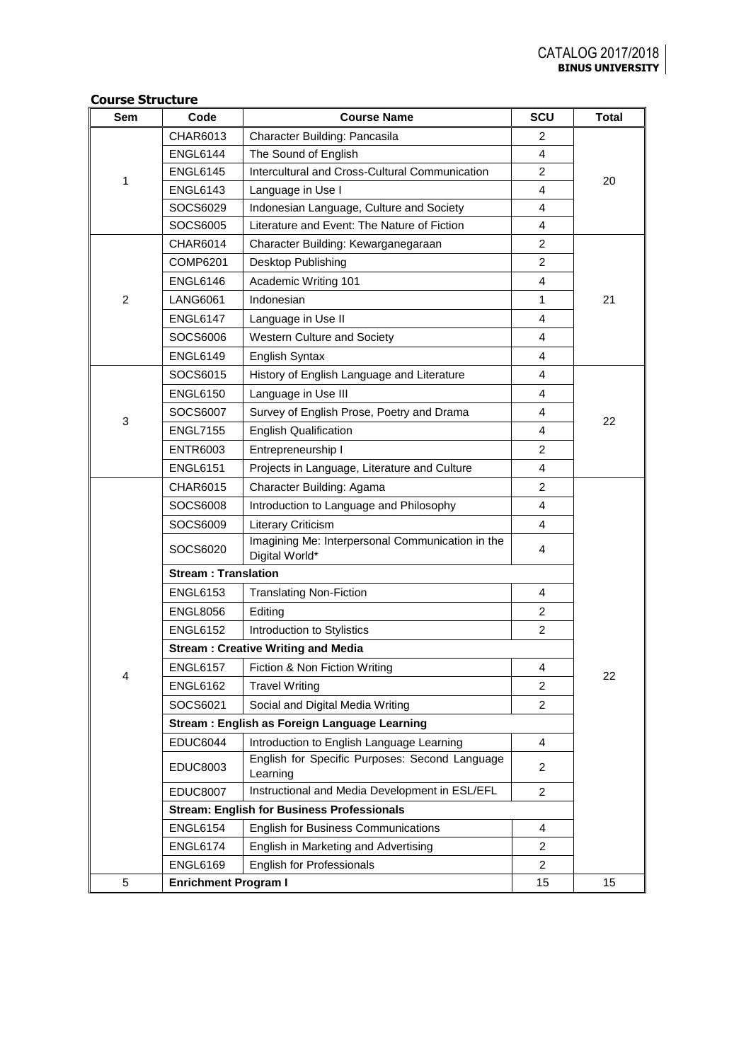## Course Structure

| Sem | Code | Course Name | SCU | Total |
|---|---|---|---|---|
| 1 | CHAR6013 | Character Building: Pancasila | 2 | 20 |
| | ENGL6144 | The Sound of English | 4 | |
| | ENGL6145 | Intercultural and Cross-Cultural Communication | 2 | |
| | ENGL6143 | Language in Use I | 4 | |
| | SOCS6029 | Indonesian Language, Culture and Society | 4 | |
| | SOCS6005 | Literature and Event: The Nature of Fiction | 4 | |
| 2 | CHAR6014 | Character Building: Kewarganegaraan | 2 | 21 |
| | COMP6201 | Desktop Publishing | 2 | |
| | ENGL6146 | Academic Writing 101 | 4 | |
| | LANG6061 | Indonesian | 1 | |
| | ENGL6147 | Language in Use II | 4 | |
| | SOCS6006 | Western Culture and Society | 4 | |
| | ENGL6149 | English Syntax | 4 | |
| 3 | SOCS6015 | History of English Language and Literature | 4 | 22 |
| | ENGL6150 | Language in Use III | 4 | |
| | SOCS6007 | Survey of English Prose, Poetry and Drama | 4 | |
| | ENGL7155 | English Qualification | 4 | |
| | ENTR6003 | Entrepreneurship I | 2 | |
| | ENGL6151 | Projects in Language, Literature and Culture | 4 | |
| 4 | CHAR6015 | Character Building: Agama | 2 | 22 |
| | SOCS6008 | Introduction to Language and Philosophy | 4 | |
| | SOCS6009 | Literary Criticism | 4 | |
| | SOCS6020 | Imagining Me: Interpersonal Communication in the Digital World* | 4 | |
| | **Stream : Translation** | | | |
| | ENGL6153 | Translating Non-Fiction | 4 | |
| | ENGL8056 | Editing | 2 | |
| | ENGL6152 | Introduction to Stylistics | 2 | |
| | **Stream : Creative Writing and Media** | | | |
| | ENGL6157 | Fiction & Non Fiction Writing | 4 | |
| | ENGL6162 | Travel Writing | 2 | |
| | SOCS6021 | Social and Digital Media Writing | 2 | |
| | **Stream : English as Foreign Language Learning** | | | |
| | EDUC6044 | Introduction to English Language Learning | 4 | |
| | EDUC8003 | English for Specific Purposes: Second Language Learning | 2 | |
| | EDUC8007 | Instructional and Media Development in ESL/EFL | 2 | |
| | **Stream: English for Business Professionals** | | | |
| | ENGL6154 | English for Business Communications | 4 | |
| | ENGL6174 | English in Marketing and Advertising | 2 | |
| | ENGL6169 | English for Professionals | 2 | |
| 5 | **Enrichment Program I** | | 15 | 15 |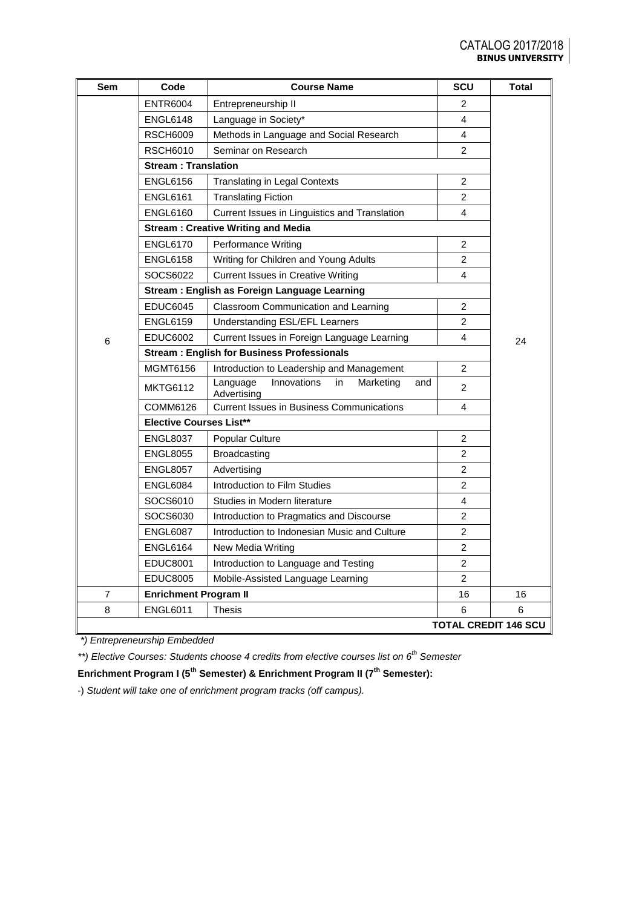| Sem | Code | Course Name | SCU | Total |
|---|---|---|---|---|
| 6 | ENTR6004 | Entrepreneurship II | 2 | 24 |
| | ENGL6148 | Language in Society* | 4 | |
| | RSCH6009 | Methods in Language and Social Research | 4 | |
| | RSCH6010 | Seminar on Research | 2 | |
| | **Stream : Translation** | | | |
| | ENGL6156 | Translating in Legal Contexts | 2 | |
| | ENGL6161 | Translating Fiction | 2 | |
| | ENGL6160 | Current Issues in Linguistics and Translation | 4 | |
| | **Stream : Creative Writing and Media** | | | |
| | ENGL6170 | Performance Writing | 2 | |
| | ENGL6158 | Writing for Children and Young Adults | 2 | |
| | SOCS6022 | Current Issues in Creative Writing | 4 | |
| | **Stream : English as Foreign Language Learning** | | | |
| | EDUC6045 | Classroom Communication and Learning | 2 | |
| | ENGL6159 | Understanding ESL/EFL Learners | 2 | |
| | EDUC6002 | Current Issues in Foreign Language Learning | 4 | |
| | **Stream : English for Business Professionals** | | | |
| | MGMT6156 | Introduction to Leadership and Management | 2 | |
| | MKTG6112 | Language Innovations in Marketing and Advertising | 2 | |
| | COMM6126 | Current Issues in Business Communications | 4 | |
| | **Elective Courses List**** | | | |
| | ENGL8037 | Popular Culture | 2 | |
| | ENGL8055 | Broadcasting | 2 | |
| | ENGL8057 | Advertising | 2 | |
| | ENGL6084 | Introduction to Film Studies | 2 | |
| | SOCS6010 | Studies in Modern literature | 4 | |
| | SOCS6030 | Introduction to Pragmatics and Discourse | 2 | |
| | ENGL6087 | Introduction to Indonesian Music and Culture | 2 | |
| | ENGL6164 | New Media Writing | 2 | |
| | EDUC8001 | Introduction to Language and Testing | 2 | |
| | EDUC8005 | Mobile-Assisted Language Learning | 2 | |
| 7 | **Enrichment Program II** | | 16 | 16 |
| 8 | ENGL6011 | Thesis | 6 | 6 |
| | | | | **TOTAL CREDIT 146 SCU** |

*) *Entrepreneurship Embedded*

**) *Elective Courses: Students choose 4 credits from elective courses list on 6th Semester*

**Enrichment Program I (5th Semester) & Enrichment Program II (7th Semester):**

-) *Student will take one of enrichment program tracks (off campus).*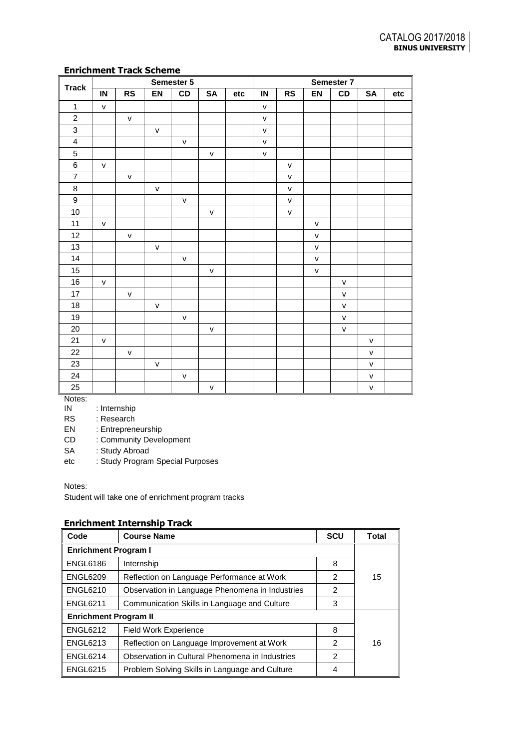## Enrichment Track Scheme

| Track | Semester 5 | | | | | | Semester 7 | | | | | |
|---|---|---|---|---|---|---|---|---|---|---|---|---|
| | IN | RS | EN | CD | SA | etc | IN | RS | EN | CD | SA | etc |
| 1 | v | | | | | | v | | | | | |
| 2 | | v | | | | | v | | | | | |
| 3 | | | v | | | | v | | | | | |
| 4 | | | | v | | | v | | | | | |
| 5 | | | | | v | | v | | | | | |
| 6 | v | | | | | | | v | | | | |
| 7 | | v | | | | | | v | | | | |
| 8 | | | v | | | | | v | | | | |
| 9 | | | | v | | | | v | | | | |
| 10 | | | | | v | | | v | | | | |
| 11 | v | | | | | | | | v | | | |
| 12 | | v | | | | | | | v | | | |
| 13 | | | v | | | | | | v | | | |
| 14 | | | | v | | | | | v | | | |
| 15 | | | | | v | | | | v | | | |
| 16 | v | | | | | | | | | v | | |
| 17 | | v | | | | | | | | v | | |
| 18 | | | v | | | | | | | v | | |
| 19 | | | | v | | | | | | v | | |
| 20 | | | | | v | | | | | v | | |
| 21 | v | | | | | | | | | | v | |
| 22 | | v | | | | | | | | | v | |
| 23 | | | v | | | | | | | | v | |
| 24 | | | | v | | | | | | | v | |
| 25 | | | | | v | | | | | | v | |

Notes:

IN : Internship
RS : Research
EN : Entrepreneurship
CD : Community Development
SA : Study Abroad
etc : Study Program Special Purposes

Notes:

Student will take one of enrichment program tracks

## Enrichment Internship Track

| Code | Course Name | SCU | Total |
|---|---|---|---|
| **Enrichment Program I** | | | |
| ENGL6186 | Internship | 8 | 15 |
| ENGL6209 | Reflection on Language Performance at Work | 2 | |
| ENGL6210 | Observation in Language Phenomena in Industries | 2 | |
| ENGL6211 | Communication Skills in Language and Culture | 3 | |
| **Enrichment Program II** | | | |
| ENGL6212 | Field Work Experience | 8 | 16 |
| ENGL6213 | Reflection on Language Improvement at Work | 2 | |
| ENGL6214 | Observation in Cultural Phenomena in Industries | 2 | |
| ENGL6215 | Problem Solving Skills in Language and Culture | 4 | |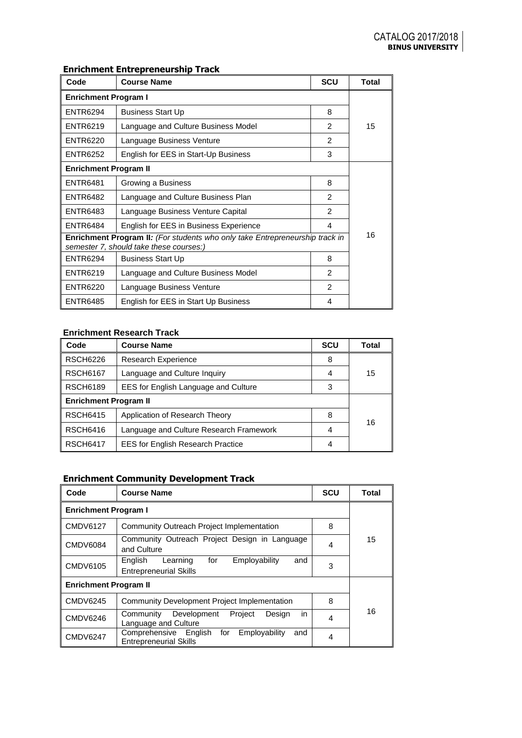### Enrichment Entrepreneurship Track

| Code | Course Name | SCU | Total |
|---|---|---|---|
| **Enrichment Program I** | | | |
| ENTR6294 | Business Start Up | 8 | 15 |
| ENTR6219 | Language and Culture Business Model | 2 | |
| ENTR6220 | Language Business Venture | 2 | |
| ENTR6252 | English for EES in Start-Up Business | 3 | |
| **Enrichment Program II** | | | |
| ENTR6481 | Growing a Business | 8 | 16 |
| ENTR6482 | Language and Culture Business Plan | 2 | |
| ENTR6483 | Language Business Venture Capital | 2 | |
| ENTR6484 | English for EES in Business Experience | 4 | |
| **Enrichment Program II:** *(For students who only take Entrepreneurship track in semester 7, should take these courses:)* | | | |
| ENTR6294 | Business Start Up | 8 | |
| ENTR6219 | Language and Culture Business Model | 2 | |
| ENTR6220 | Language Business Venture | 2 | |
| ENTR6485 | English for EES in Start Up Business | 4 | |

### Enrichment Research Track

| Code | Course Name | SCU | Total |
|---|---|---|---|
| RSCH6226 | Research Experience | 8 | 15 |
| RSCH6167 | Language and Culture Inquiry | 4 | |
| RSCH6189 | EES for English Language and Culture | 3 | |
| **Enrichment Program II** | | | |
| RSCH6415 | Application of Research Theory | 8 | 16 |
| RSCH6416 | Language and Culture Research Framework | 4 | |
| RSCH6417 | EES for English Research Practice | 4 | |

### Enrichment Community Development Track

| Code | Course Name | SCU | Total |
|---|---|---|---|
| **Enrichment Program I** | | | |
| CMDV6127 | Community Outreach Project Implementation | 8 | 15 |
| CMDV6084 | Community Outreach Project Design in Language and Culture | 4 | |
| CMDV6105 | English Learning for Employability and Entrepreneurial Skills | 3 | |
| **Enrichment Program II** | | | |
| CMDV6245 | Community Development Project Implementation | 8 | 16 |
| CMDV6246 | Community Development Project Design in Language and Culture | 4 | |
| CMDV6247 | Comprehensive English for Employability and Entrepreneurial Skills | 4 | |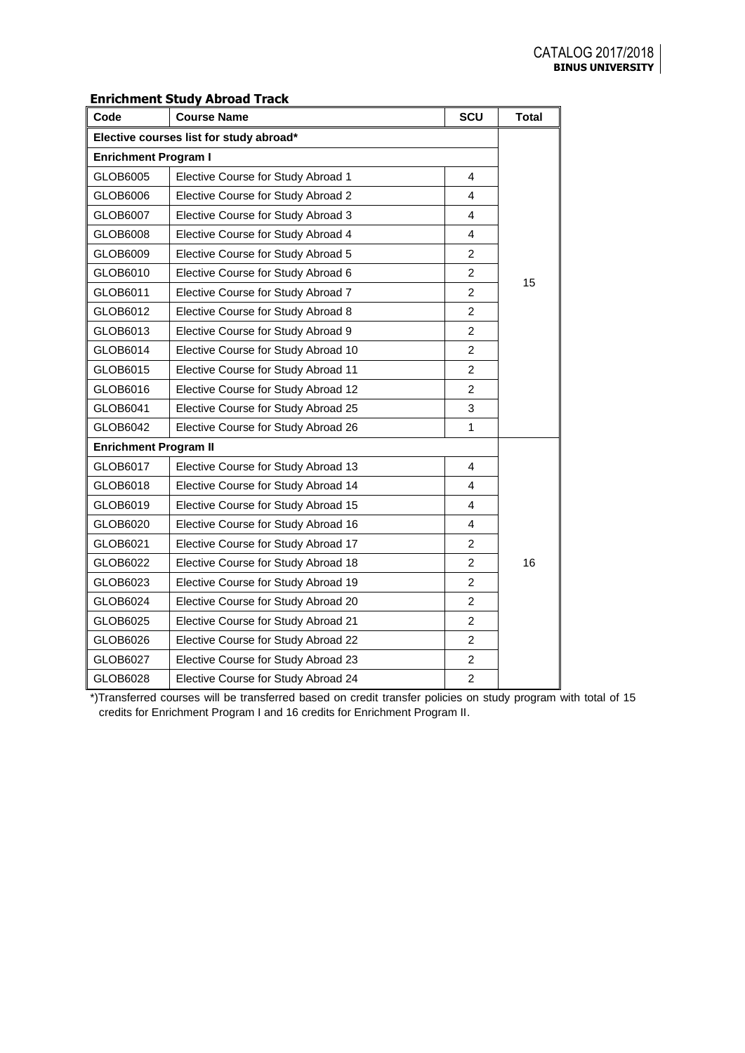## Enrichment Study Abroad Track

| Code | Course Name | SCU | Total |
|---|---|---|---|
| **Elective courses list for study abroad*** | | | |
| **Enrichment Program I** | | | |
| GLOB6005 | Elective Course for Study Abroad 1 | 4 | 15 |
| GLOB6006 | Elective Course for Study Abroad 2 | 4 | |
| GLOB6007 | Elective Course for Study Abroad 3 | 4 | |
| GLOB6008 | Elective Course for Study Abroad 4 | 4 | |
| GLOB6009 | Elective Course for Study Abroad 5 | 2 | |
| GLOB6010 | Elective Course for Study Abroad 6 | 2 | |
| GLOB6011 | Elective Course for Study Abroad 7 | 2 | |
| GLOB6012 | Elective Course for Study Abroad 8 | 2 | |
| GLOB6013 | Elective Course for Study Abroad 9 | 2 | |
| GLOB6014 | Elective Course for Study Abroad 10 | 2 | |
| GLOB6015 | Elective Course for Study Abroad 11 | 2 | |
| GLOB6016 | Elective Course for Study Abroad 12 | 2 | |
| GLOB6041 | Elective Course for Study Abroad 25 | 3 | |
| GLOB6042 | Elective Course for Study Abroad 26 | 1 | |
| **Enrichment Program II** | | | |
| GLOB6017 | Elective Course for Study Abroad 13 | 4 | 16 |
| GLOB6018 | Elective Course for Study Abroad 14 | 4 | |
| GLOB6019 | Elective Course for Study Abroad 15 | 4 | |
| GLOB6020 | Elective Course for Study Abroad 16 | 4 | |
| GLOB6021 | Elective Course for Study Abroad 17 | 2 | |
| GLOB6022 | Elective Course for Study Abroad 18 | 2 | |
| GLOB6023 | Elective Course for Study Abroad 19 | 2 | |
| GLOB6024 | Elective Course for Study Abroad 20 | 2 | |
| GLOB6025 | Elective Course for Study Abroad 21 | 2 | |
| GLOB6026 | Elective Course for Study Abroad 22 | 2 | |
| GLOB6027 | Elective Course for Study Abroad 23 | 2 | |
| GLOB6028 | Elective Course for Study Abroad 24 | 2 | |

*)Transferred courses will be transferred based on credit transfer policies on study program with total of 15 credits for Enrichment Program I and 16 credits for Enrichment Program II.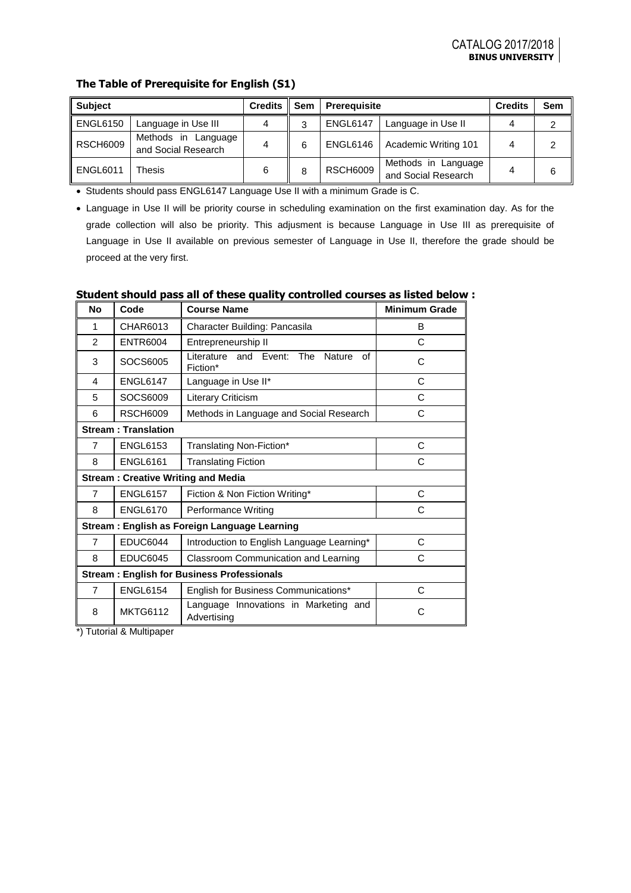### The Table of Prerequisite for English (S1)

| Subject | | Credits | Sem | Prerequisite | | Credits | Sem |
|---|---|---|---|---|---|---|---|
| ENGL6150 | Language in Use III | 4 | 3 | ENGL6147 | Language in Use II | 4 | 2 |
| RSCH6009 | Methods in Language and Social Research | 4 | 6 | ENGL6146 | Academic Writing 101 | 4 | 2 |
| ENGL6011 | Thesis | 6 | 8 | RSCH6009 | Methods in Language and Social Research | 4 | 6 |

- Students should pass ENGL6147 Language Use II with a minimum Grade is C.
- Language in Use II will be priority course in scheduling examination on the first examination day. As for the grade collection will also be priority. This adjusment is because Language in Use III as prerequisite of Language in Use II available on previous semester of Language in Use II, therefore the grade should be proceed at the very first.

### Student should pass all of these quality controlled courses as listed below :

| No | Code | Course Name | Minimum Grade |
|---|---|---|---|
| 1 | CHAR6013 | Character Building: Pancasila | B |
| 2 | ENTR6004 | Entrepreneurship II | C |
| 3 | SOCS6005 | Literature and Event: The Nature of Fiction* | C |
| 4 | ENGL6147 | Language in Use II* | C |
| 5 | SOCS6009 | Literary Criticism | C |
| 6 | RSCH6009 | Methods in Language and Social Research | C |
| **Stream : Translation** | | | |
| 7 | ENGL6153 | Translating Non-Fiction* | C |
| 8 | ENGL6161 | Translating Fiction | C |
| **Stream : Creative Writing and Media** | | | |
| 7 | ENGL6157 | Fiction & Non Fiction Writing* | C |
| 8 | ENGL6170 | Performance Writing | C |
| **Stream : English as Foreign Language Learning** | | | |
| 7 | EDUC6044 | Introduction to English Language Learning* | C |
| 8 | EDUC6045 | Classroom Communication and Learning | C |
| **Stream : English for Business Professionals** | | | |
| 7 | ENGL6154 | English for Business Communications* | C |
| 8 | MKTG6112 | Language Innovations in Marketing and Advertising | C |

*) Tutorial & Multipaper